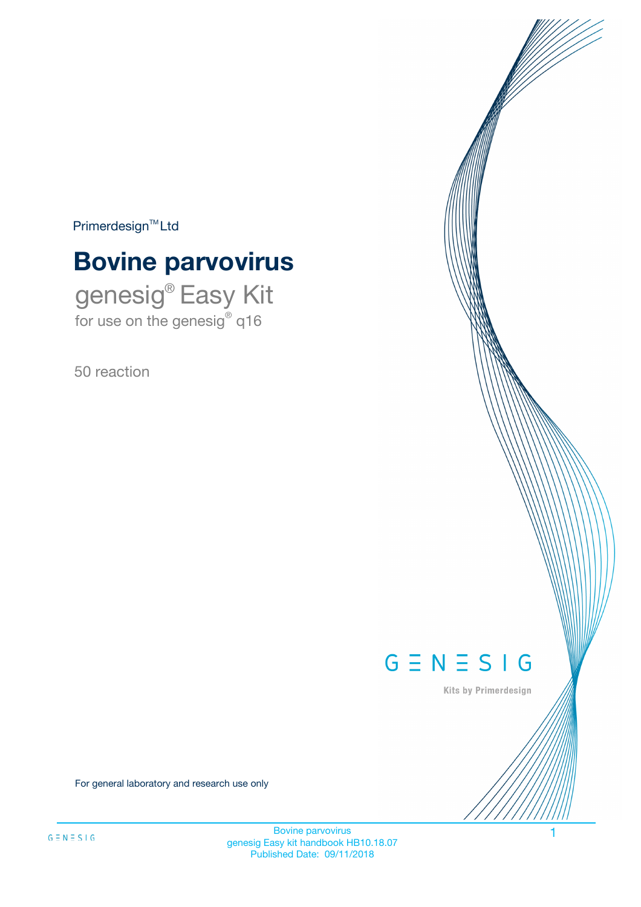Primerdesign™ Ltd

# Bovine parvovirus

genesig® Easy Kit
for use on the genesig® q16

50 reaction

GENESIG

Kits by Primerdesign

For general laboratory and research use only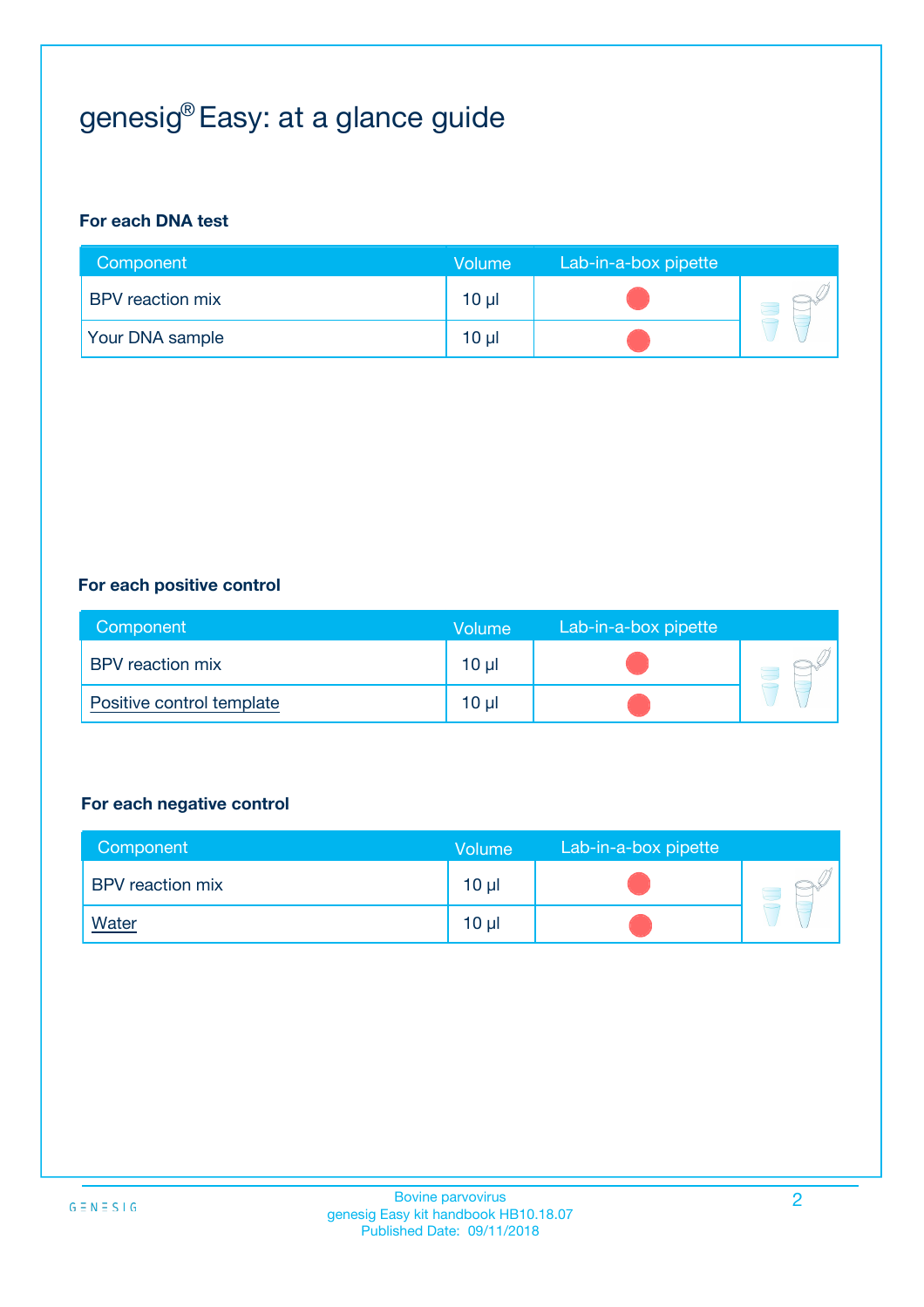# genesig® Easy: at a glance guide

### For each DNA test

| Component | Volume | Lab-in-a-box pipette |
|---|---|---|
| BPV reaction mix | 10 µl | ● |
| Your DNA sample | 10 µl | ● |

### For each positive control

| Component | Volume | Lab-in-a-box pipette |
|---|---|---|
| BPV reaction mix | 10 µl | ● |
| Positive control template | 10 µl | ● |

### For each negative control

| Component | Volume | Lab-in-a-box pipette |
|---|---|---|
| BPV reaction mix | 10 µl | ● |
| Water | 10 µl | ● |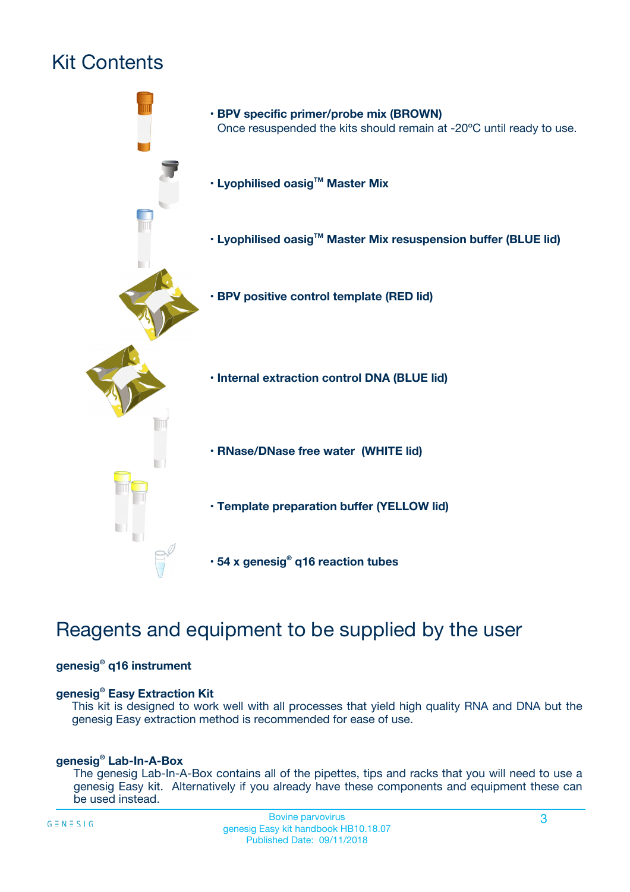# Kit Contents

- **BPV specific primer/probe mix (BROWN)**
  Once resuspended the kits should remain at -20ºC until ready to use.
- **Lyophilised oasig™ Master Mix**
- **Lyophilised oasig™ Master Mix resuspension buffer (BLUE lid)**
- **BPV positive control template (RED lid)**
- **Internal extraction control DNA (BLUE lid)**
- **RNase/DNase free water (WHITE lid)**
- **Template preparation buffer (YELLOW lid)**
- **54 x genesig® q16 reaction tubes**

# Reagents and equipment to be supplied by the user

**genesig® q16 instrument**

**genesig® Easy Extraction Kit**
This kit is designed to work well with all processes that yield high quality RNA and DNA but the genesig Easy extraction method is recommended for ease of use.

**genesig® Lab-In-A-Box**
The genesig Lab-In-A-Box contains all of the pipettes, tips and racks that you will need to use a genesig Easy kit. Alternatively if you already have these components and equipment these can be used instead.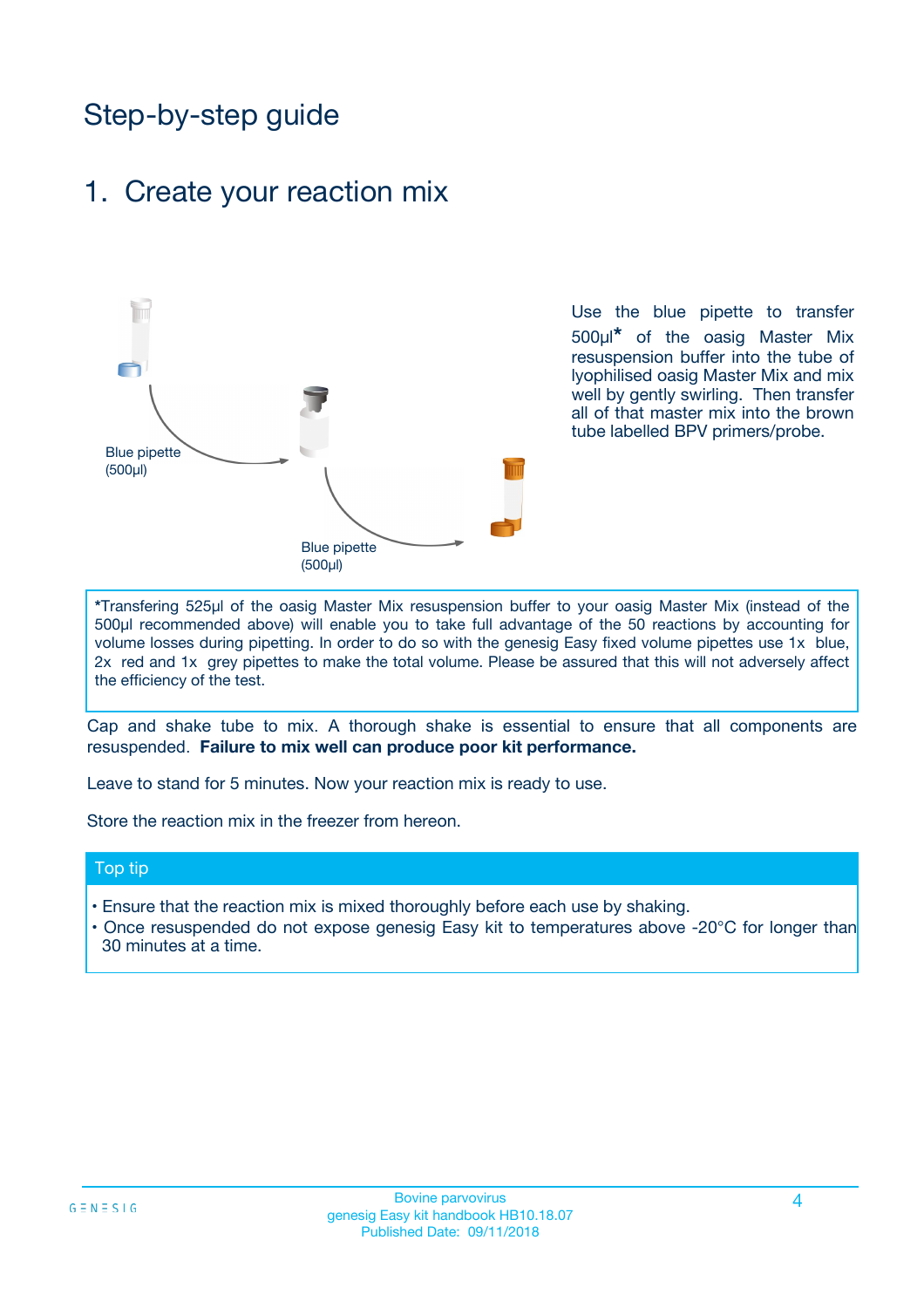# Step-by-step guide

## 1. Create your reaction mix

Blue pipette (500µl)

Blue pipette (500µl)

Use the blue pipette to transfer 500µl* of the oasig Master Mix resuspension buffer into the tube of lyophilised oasig Master Mix and mix well by gently swirling. Then transfer all of that master mix into the brown tube labelled BPV primers/probe.

*Transfering 525µl of the oasig Master Mix resuspension buffer to your oasig Master Mix (instead of the 500µl recommended above) will enable you to take full advantage of the 50 reactions by accounting for volume losses during pipetting. In order to do so with the genesig Easy fixed volume pipettes use 1x blue, 2x red and 1x grey pipettes to make the total volume. Please be assured that this will not adversely affect the efficiency of the test.

Cap and shake tube to mix. A thorough shake is essential to ensure that all components are resuspended. **Failure to mix well can produce poor kit performance.**

Leave to stand for 5 minutes. Now your reaction mix is ready to use.

Store the reaction mix in the freezer from hereon.

### Top tip

- Ensure that the reaction mix is mixed thoroughly before each use by shaking.
- Once resuspended do not expose genesig Easy kit to temperatures above -20°C for longer than 30 minutes at a time.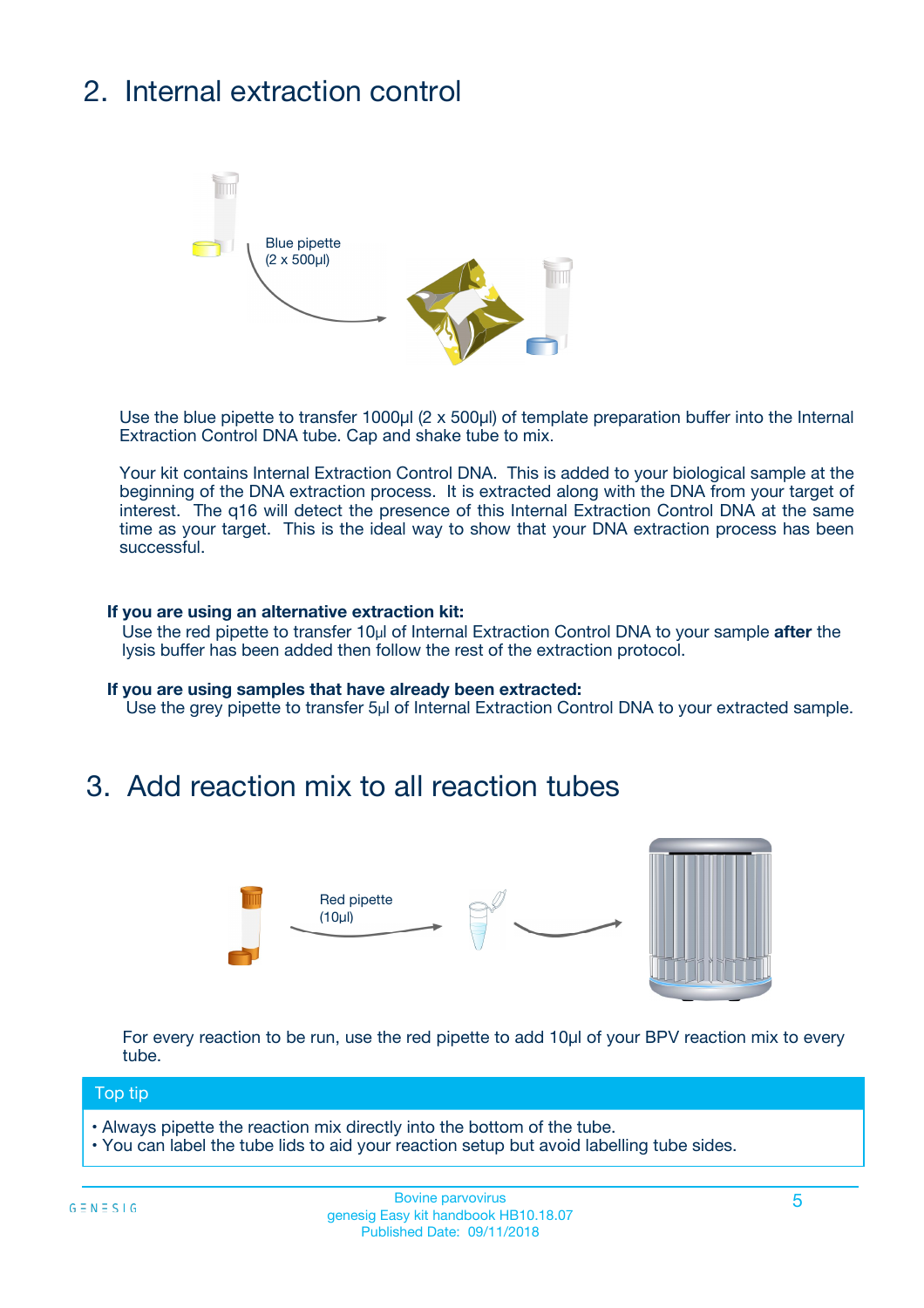## 2. Internal extraction control

Blue pipette
(2 x 500µl)

Use the blue pipette to transfer 1000µl (2 x 500µl) of template preparation buffer into the Internal Extraction Control DNA tube. Cap and shake tube to mix.

Your kit contains Internal Extraction Control DNA. This is added to your biological sample at the beginning of the DNA extraction process. It is extracted along with the DNA from your target of interest. The q16 will detect the presence of this Internal Extraction Control DNA at the same time as your target. This is the ideal way to show that your DNA extraction process has been successful.

**If you are using an alternative extraction kit:**

Use the red pipette to transfer 10µl of Internal Extraction Control DNA to your sample **after** the lysis buffer has been added then follow the rest of the extraction protocol.

**If you are using samples that have already been extracted:**

Use the grey pipette to transfer 5µl of Internal Extraction Control DNA to your extracted sample.

## 3. Add reaction mix to all reaction tubes

Red pipette
(10µl)

For every reaction to be run, use the red pipette to add 10µl of your BPV reaction mix to every tube.

**Top tip**

- Always pipette the reaction mix directly into the bottom of the tube.
- You can label the tube lids to aid your reaction setup but avoid labelling tube sides.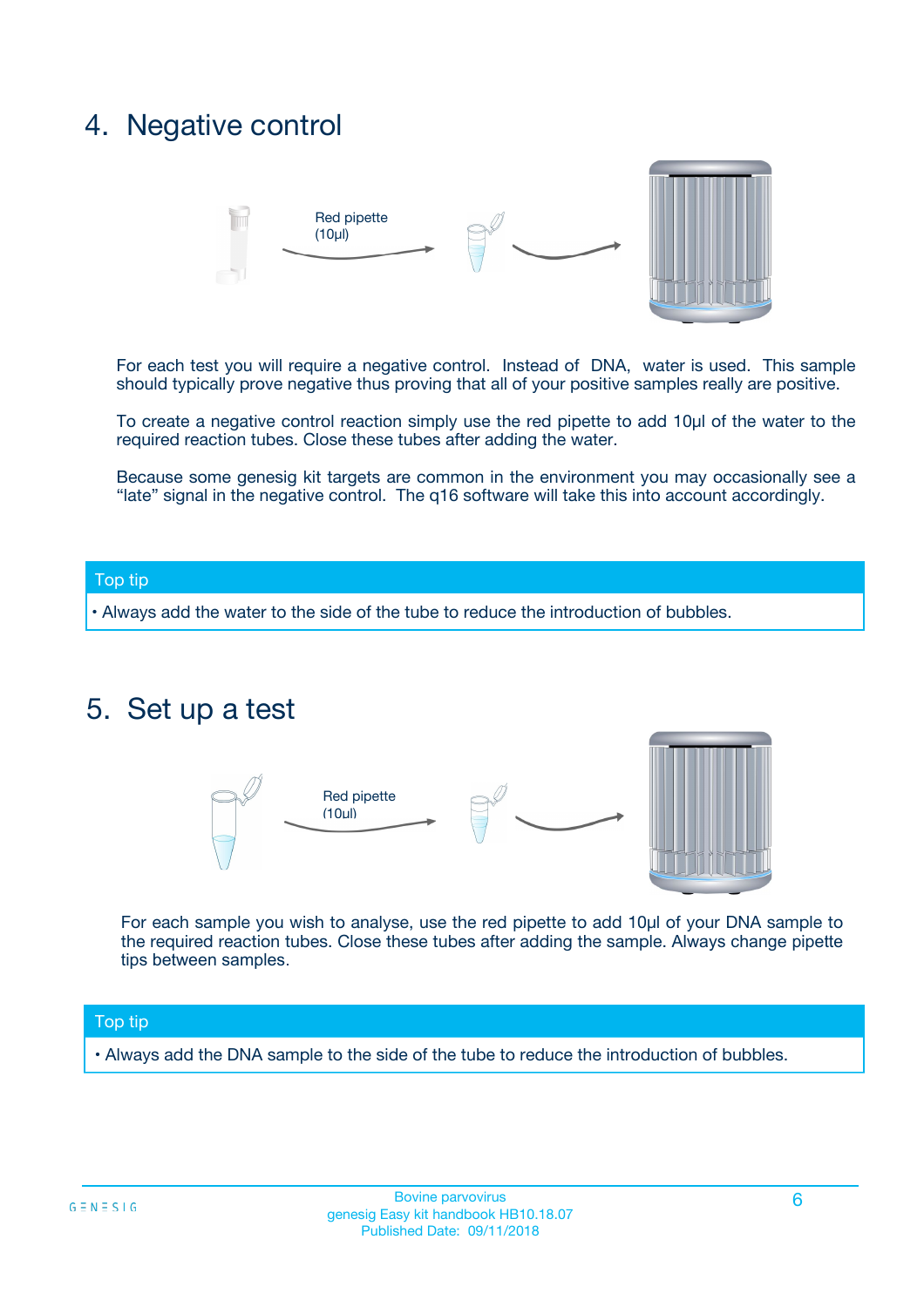## 4. Negative control

Red pipette (10µl)

For each test you will require a negative control. Instead of DNA, water is used. This sample should typically prove negative thus proving that all of your positive samples really are positive.

To create a negative control reaction simply use the red pipette to add 10µl of the water to the required reaction tubes. Close these tubes after adding the water.

Because some genesig kit targets are common in the environment you may occasionally see a "late" signal in the negative control. The q16 software will take this into account accordingly.

**Top tip**

- Always add the water to the side of the tube to reduce the introduction of bubbles.

## 5. Set up a test

Red pipette (10µl)

For each sample you wish to analyse, use the red pipette to add 10µl of your DNA sample to the required reaction tubes. Close these tubes after adding the sample. Always change pipette tips between samples.

**Top tip**

- Always add the DNA sample to the side of the tube to reduce the introduction of bubbles.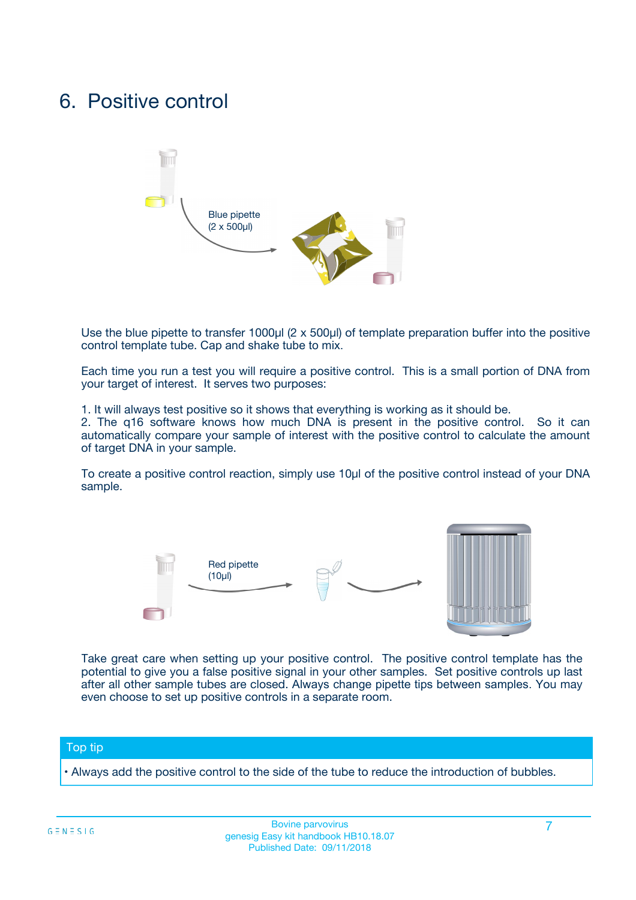# 6. Positive control

Blue pipette
(2 x 500µl)

Use the blue pipette to transfer 1000µl (2 x 500µl) of template preparation buffer into the positive control template tube. Cap and shake tube to mix.

Each time you run a test you will require a positive control. This is a small portion of DNA from your target of interest. It serves two purposes:

1. It will always test positive so it shows that everything is working as it should be.
2. The q16 software knows how much DNA is present in the positive control. So it can automatically compare your sample of interest with the positive control to calculate the amount of target DNA in your sample.

To create a positive control reaction, simply use 10µl of the positive control instead of your DNA sample.

Red pipette
(10µl)

Take great care when setting up your positive control. The positive control template has the potential to give you a false positive signal in your other samples. Set positive controls up last after all other sample tubes are closed. Always change pipette tips between samples. You may even choose to set up positive controls in a separate room.

**Top tip**

- Always add the positive control to the side of the tube to reduce the introduction of bubbles.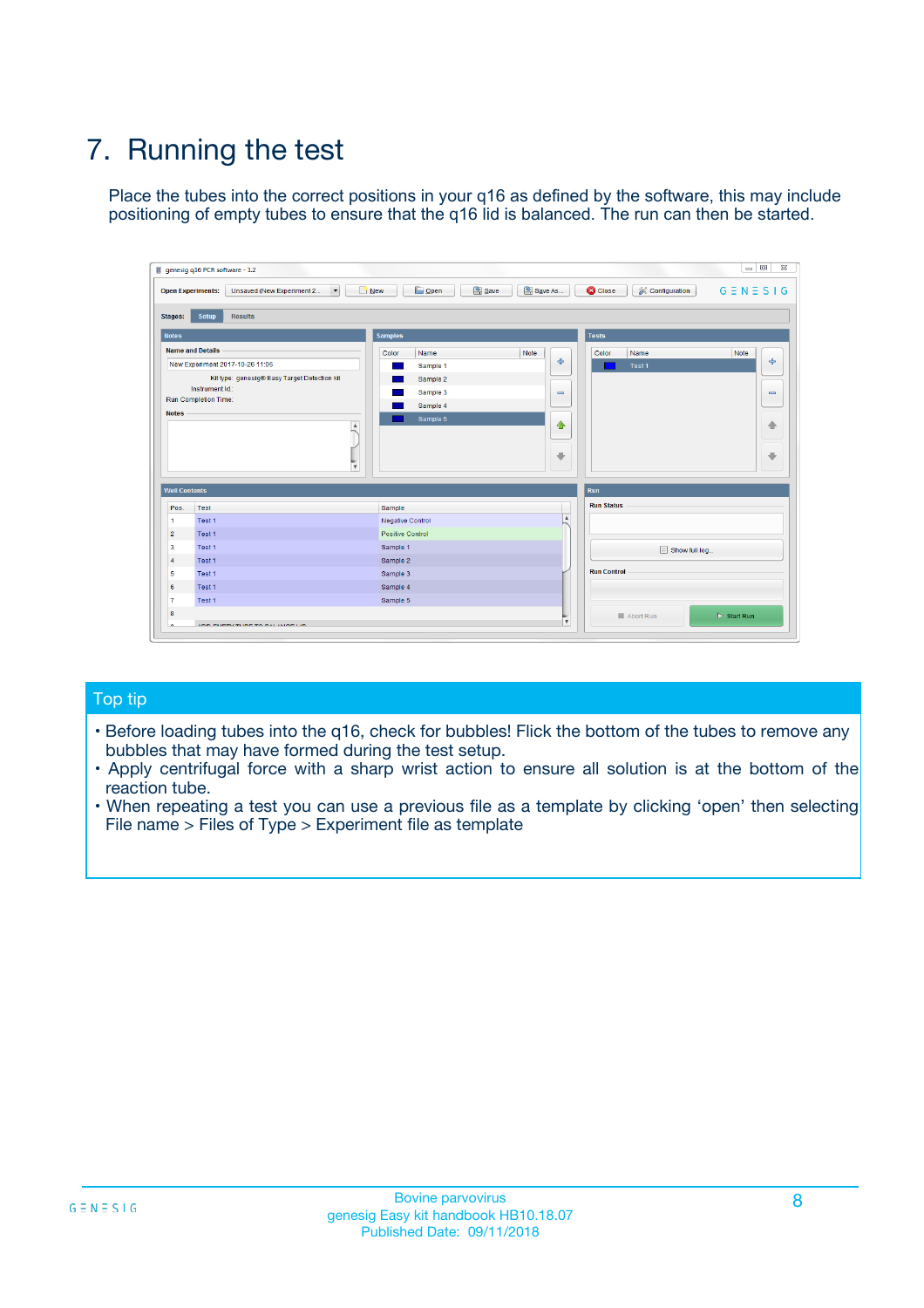# 7. Running the test

Place the tubes into the correct positions in your q16 as defined by the software, this may include positioning of empty tubes to ensure that the q16 lid is balanced. The run can then be started.

## Top tip

- Before loading tubes into the q16, check for bubbles! Flick the bottom of the tubes to remove any bubbles that may have formed during the test setup.
- Apply centrifugal force with a sharp wrist action to ensure all solution is at the bottom of the reaction tube.
- When repeating a test you can use a previous file as a template by clicking 'open' then selecting File name > Files of Type > Experiment file as template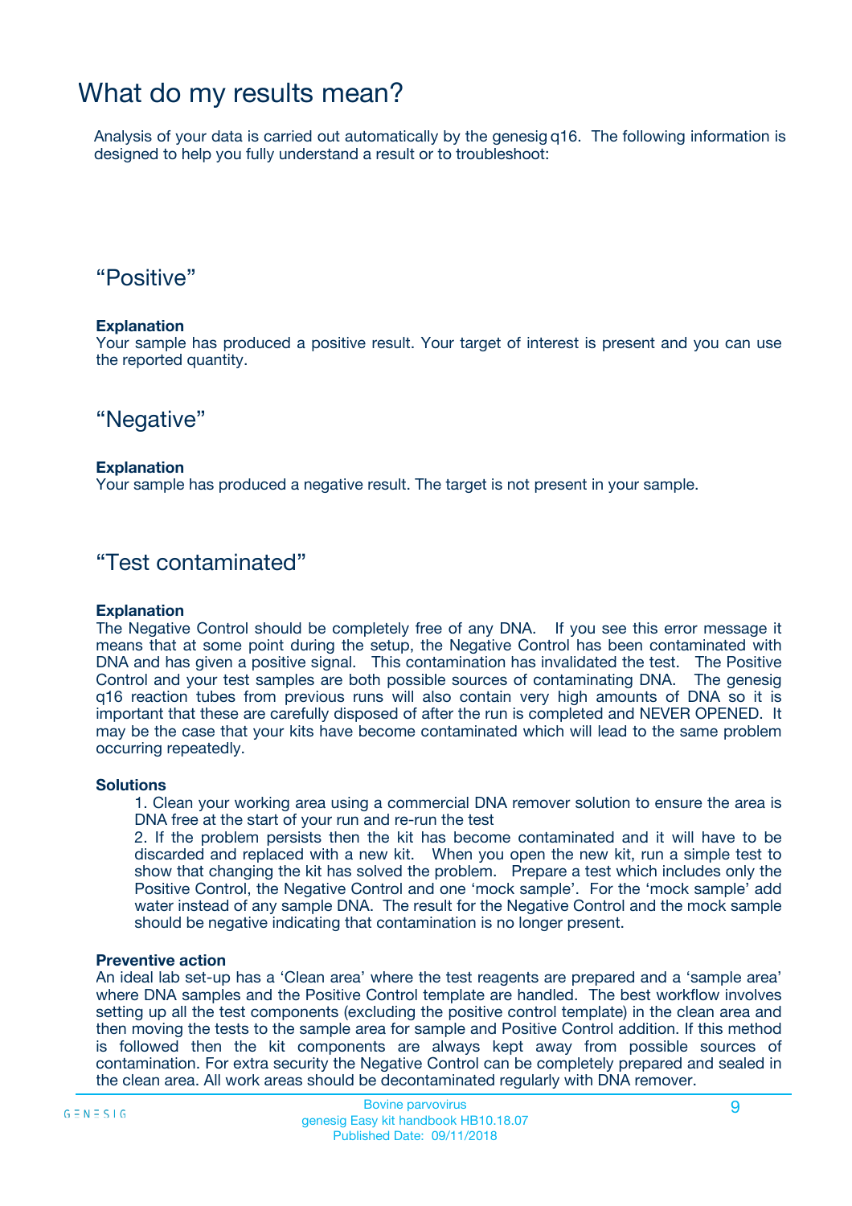# What do my results mean?

Analysis of your data is carried out automatically by the genesig q16. The following information is designed to help you fully understand a result or to troubleshoot:

## “Positive”

**Explanation**

Your sample has produced a positive result. Your target of interest is present and you can use the reported quantity.

## “Negative”

**Explanation**

Your sample has produced a negative result. The target is not present in your sample.

## “Test contaminated”

**Explanation**

The Negative Control should be completely free of any DNA. If you see this error message it means that at some point during the setup, the Negative Control has been contaminated with DNA and has given a positive signal. This contamination has invalidated the test. The Positive Control and your test samples are both possible sources of contaminating DNA. The genesig q16 reaction tubes from previous runs will also contain very high amounts of DNA so it is important that these are carefully disposed of after the run is completed and NEVER OPENED. It may be the case that your kits have become contaminated which will lead to the same problem occurring repeatedly.

**Solutions**

1. Clean your working area using a commercial DNA remover solution to ensure the area is DNA free at the start of your run and re-run the test
2. If the problem persists then the kit has become contaminated and it will have to be discarded and replaced with a new kit. When you open the new kit, run a simple test to show that changing the kit has solved the problem. Prepare a test which includes only the Positive Control, the Negative Control and one ‘mock sample’. For the ‘mock sample’ add water instead of any sample DNA. The result for the Negative Control and the mock sample should be negative indicating that contamination is no longer present.

**Preventive action**

An ideal lab set-up has a ‘Clean area’ where the test reagents are prepared and a ‘sample area’ where DNA samples and the Positive Control template are handled. The best workflow involves setting up all the test components (excluding the positive control template) in the clean area and then moving the tests to the sample area for sample and Positive Control addition. If this method is followed then the kit components are always kept away from possible sources of contamination. For extra security the Negative Control can be completely prepared and sealed in the clean area. All work areas should be decontaminated regularly with DNA remover.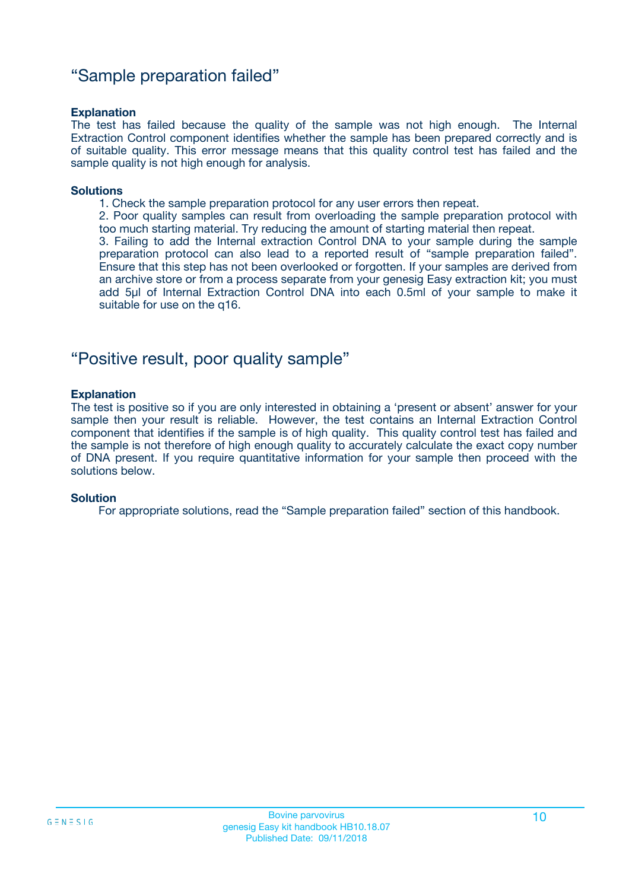## “Sample preparation failed”

**Explanation**

The test has failed because the quality of the sample was not high enough. The Internal Extraction Control component identifies whether the sample has been prepared correctly and is of suitable quality. This error message means that this quality control test has failed and the sample quality is not high enough for analysis.

**Solutions**

1. Check the sample preparation protocol for any user errors then repeat.
2. Poor quality samples can result from overloading the sample preparation protocol with too much starting material. Try reducing the amount of starting material then repeat.
3. Failing to add the Internal extraction Control DNA to your sample during the sample preparation protocol can also lead to a reported result of “sample preparation failed”. Ensure that this step has not been overlooked or forgotten. If your samples are derived from an archive store or from a process separate from your genesig Easy extraction kit; you must add 5µl of Internal Extraction Control DNA into each 0.5ml of your sample to make it suitable for use on the q16.

## “Positive result, poor quality sample”

**Explanation**

The test is positive so if you are only interested in obtaining a ‘present or absent’ answer for your sample then your result is reliable. However, the test contains an Internal Extraction Control component that identifies if the sample is of high quality. This quality control test has failed and the sample is not therefore of high enough quality to accurately calculate the exact copy number of DNA present. If you require quantitative information for your sample then proceed with the solutions below.

**Solution**

For appropriate solutions, read the “Sample preparation failed” section of this handbook.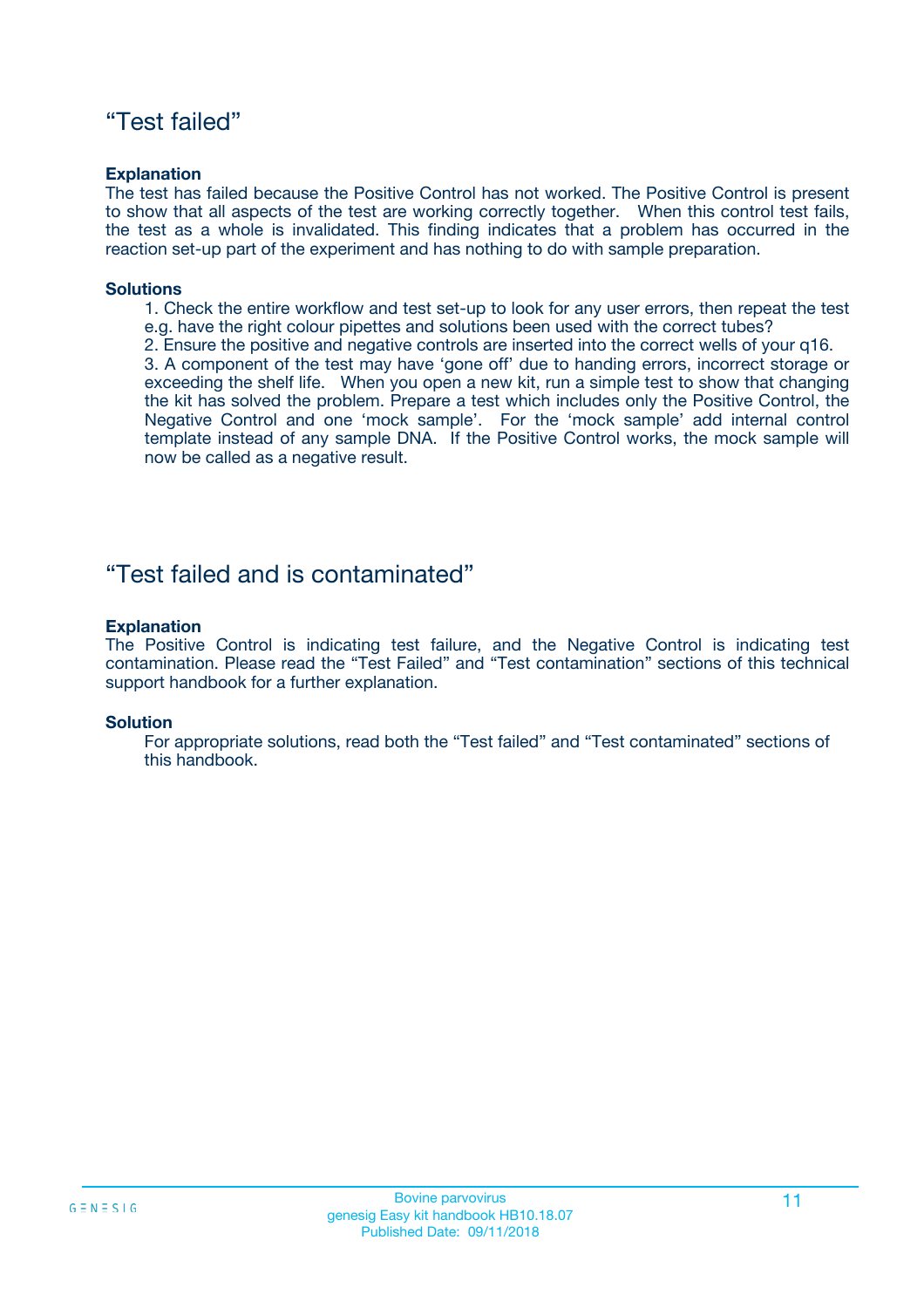## “Test failed”

**Explanation**

The test has failed because the Positive Control has not worked. The Positive Control is present to show that all aspects of the test are working correctly together. When this control test fails, the test as a whole is invalidated. This finding indicates that a problem has occurred in the reaction set-up part of the experiment and has nothing to do with sample preparation.

**Solutions**

1. Check the entire workflow and test set-up to look for any user errors, then repeat the test e.g. have the right colour pipettes and solutions been used with the correct tubes?
2. Ensure the positive and negative controls are inserted into the correct wells of your q16.
3. A component of the test may have ‘gone off’ due to handing errors, incorrect storage or exceeding the shelf life. When you open a new kit, run a simple test to show that changing the kit has solved the problem. Prepare a test which includes only the Positive Control, the Negative Control and one ‘mock sample’. For the ‘mock sample’ add internal control template instead of any sample DNA. If the Positive Control works, the mock sample will now be called as a negative result.

## “Test failed and is contaminated”

**Explanation**

The Positive Control is indicating test failure, and the Negative Control is indicating test contamination. Please read the “Test Failed” and “Test contamination” sections of this technical support handbook for a further explanation.

**Solution**

For appropriate solutions, read both the “Test failed” and “Test contaminated” sections of this handbook.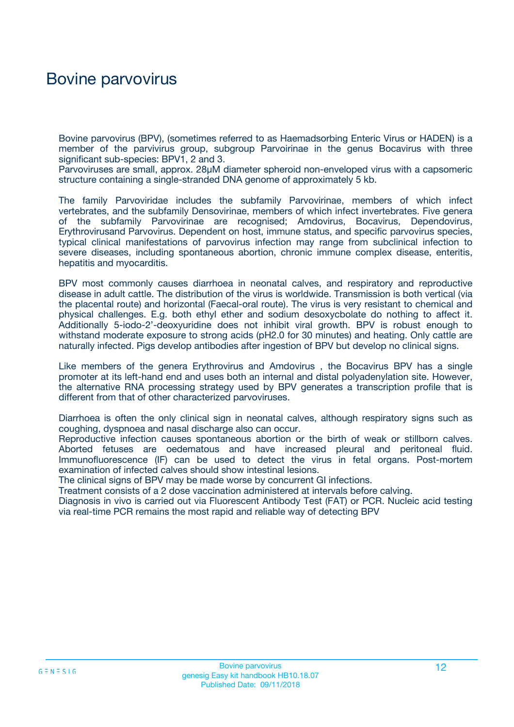# Bovine parvovirus

Bovine parvovirus (BPV), (sometimes referred to as Haemadsorbing Enteric Virus or HADEN) is a member of the parvivirus group, subgroup Parvoirinae in the genus Bocavirus with three significant sub-species: BPV1, 2 and 3.

Parvoviruses are small, approx. 28μM diameter spheroid non-enveloped virus with a capsomeric structure containing a single-stranded DNA genome of approximately 5 kb.

The family Parvoviridae includes the subfamily Parvovirinae, members of which infect vertebrates, and the subfamily Densovirinae, members of which infect invertebrates. Five genera of the subfamily Parvovirinae are recognised; Amdovirus, Bocavirus, Dependovirus, Erythrovirusand Parvovirus. Dependent on host, immune status, and specific parvovirus species, typical clinical manifestations of parvovirus infection may range from subclinical infection to severe diseases, including spontaneous abortion, chronic immune complex disease, enteritis, hepatitis and myocarditis.

BPV most commonly causes diarrhoea in neonatal calves, and respiratory and reproductive disease in adult cattle. The distribution of the virus is worldwide. Transmission is both vertical (via the placental route) and horizontal (Faecal-oral route). The virus is very resistant to chemical and physical challenges. E.g. both ethyl ether and sodium desoxycbolate do nothing to affect it. Additionally 5-iodo-2'-deoxyuridine does not inhibit viral growth. BPV is robust enough to withstand moderate exposure to strong acids (pH2.0 for 30 minutes) and heating. Only cattle are naturally infected. Pigs develop antibodies after ingestion of BPV but develop no clinical signs.

Like members of the genera Erythrovirus and Amdovirus , the Bocavirus BPV has a single promoter at its left-hand end and uses both an internal and distal polyadenylation site. However, the alternative RNA processing strategy used by BPV generates a transcription profile that is different from that of other characterized parvoviruses.

Diarrhoea is often the only clinical sign in neonatal calves, although respiratory signs such as coughing, dyspnoea and nasal discharge also can occur.

Reproductive infection causes spontaneous abortion or the birth of weak or stillborn calves. Aborted fetuses are oedematous and have increased pleural and peritoneal fluid. Immunofluorescence (IF) can be used to detect the virus in fetal organs. Post-mortem examination of infected calves should show intestinal lesions.

The clinical signs of BPV may be made worse by concurrent GI infections.

Treatment consists of a 2 dose vaccination administered at intervals before calving.

Diagnosis in vivo is carried out via Fluorescent Antibody Test (FAT) or PCR. Nucleic acid testing via real-time PCR remains the most rapid and reliable way of detecting BPV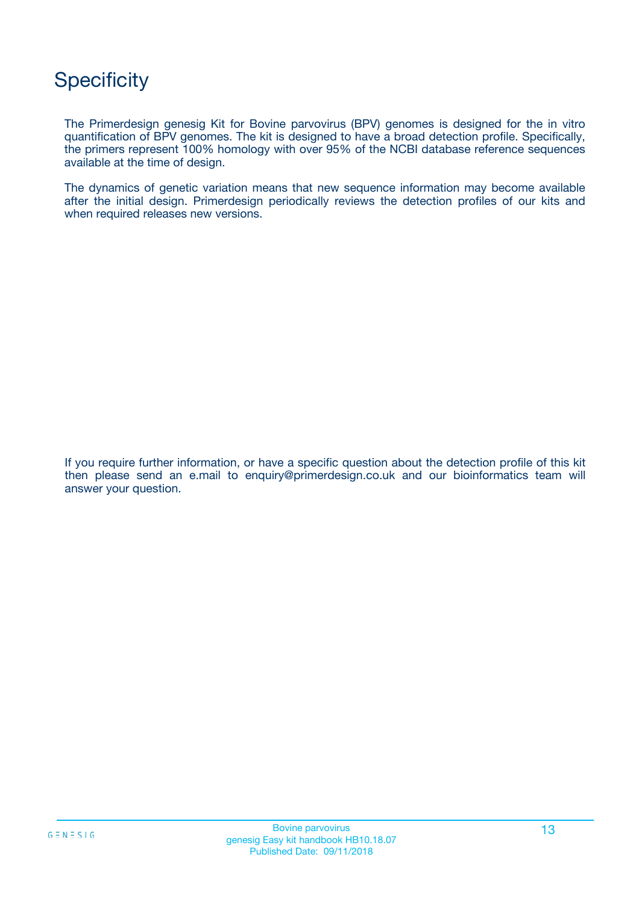# Specificity

The Primerdesign genesig Kit for Bovine parvovirus (BPV) genomes is designed for the in vitro quantification of BPV genomes. The kit is designed to have a broad detection profile. Specifically, the primers represent 100% homology with over 95% of the NCBI database reference sequences available at the time of design.

The dynamics of genetic variation means that new sequence information may become available after the initial design. Primerdesign periodically reviews the detection profiles of our kits and when required releases new versions.

If you require further information, or have a specific question about the detection profile of this kit then please send an e.mail to enquiry@primerdesign.co.uk and our bioinformatics team will answer your question.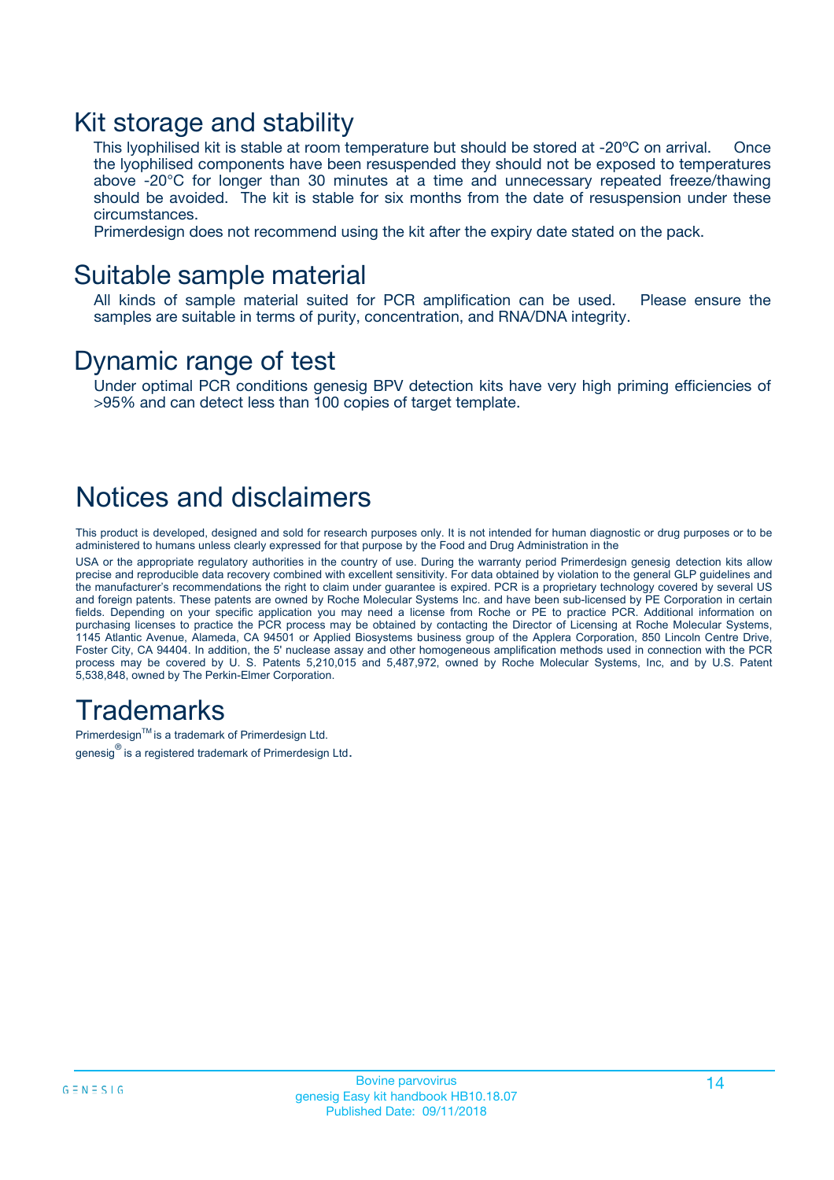## Kit storage and stability

This lyophilised kit is stable at room temperature but should be stored at -20ºC on arrival. Once the lyophilised components have been resuspended they should not be exposed to temperatures above -20°C for longer than 30 minutes at a time and unnecessary repeated freeze/thawing should be avoided. The kit is stable for six months from the date of resuspension under these circumstances.

Primerdesign does not recommend using the kit after the expiry date stated on the pack.

## Suitable sample material

All kinds of sample material suited for PCR amplification can be used. Please ensure the samples are suitable in terms of purity, concentration, and RNA/DNA integrity.

## Dynamic range of test

Under optimal PCR conditions genesig BPV detection kits have very high priming efficiencies of >95% and can detect less than 100 copies of target template.

# Notices and disclaimers

This product is developed, designed and sold for research purposes only. It is not intended for human diagnostic or drug purposes or to be administered to humans unless clearly expressed for that purpose by the Food and Drug Administration in the

USA or the appropriate regulatory authorities in the country of use. During the warranty period Primerdesign genesig detection kits allow precise and reproducible data recovery combined with excellent sensitivity. For data obtained by violation to the general GLP guidelines and the manufacturer's recommendations the right to claim under guarantee is expired. PCR is a proprietary technology covered by several US and foreign patents. These patents are owned by Roche Molecular Systems Inc. and have been sub-licensed by PE Corporation in certain fields. Depending on your specific application you may need a license from Roche or PE to practice PCR. Additional information on purchasing licenses to practice the PCR process may be obtained by contacting the Director of Licensing at Roche Molecular Systems, 1145 Atlantic Avenue, Alameda, CA 94501 or Applied Biosystems business group of the Applera Corporation, 850 Lincoln Centre Drive, Foster City, CA 94404. In addition, the 5' nuclease assay and other homogeneous amplification methods used in connection with the PCR process may be covered by U. S. Patents 5,210,015 and 5,487,972, owned by Roche Molecular Systems, Inc, and by U.S. Patent 5,538,848, owned by The Perkin-Elmer Corporation.

# Trademarks

Primerdesign™ is a trademark of Primerdesign Ltd.

genesig® is a registered trademark of Primerdesign Ltd.